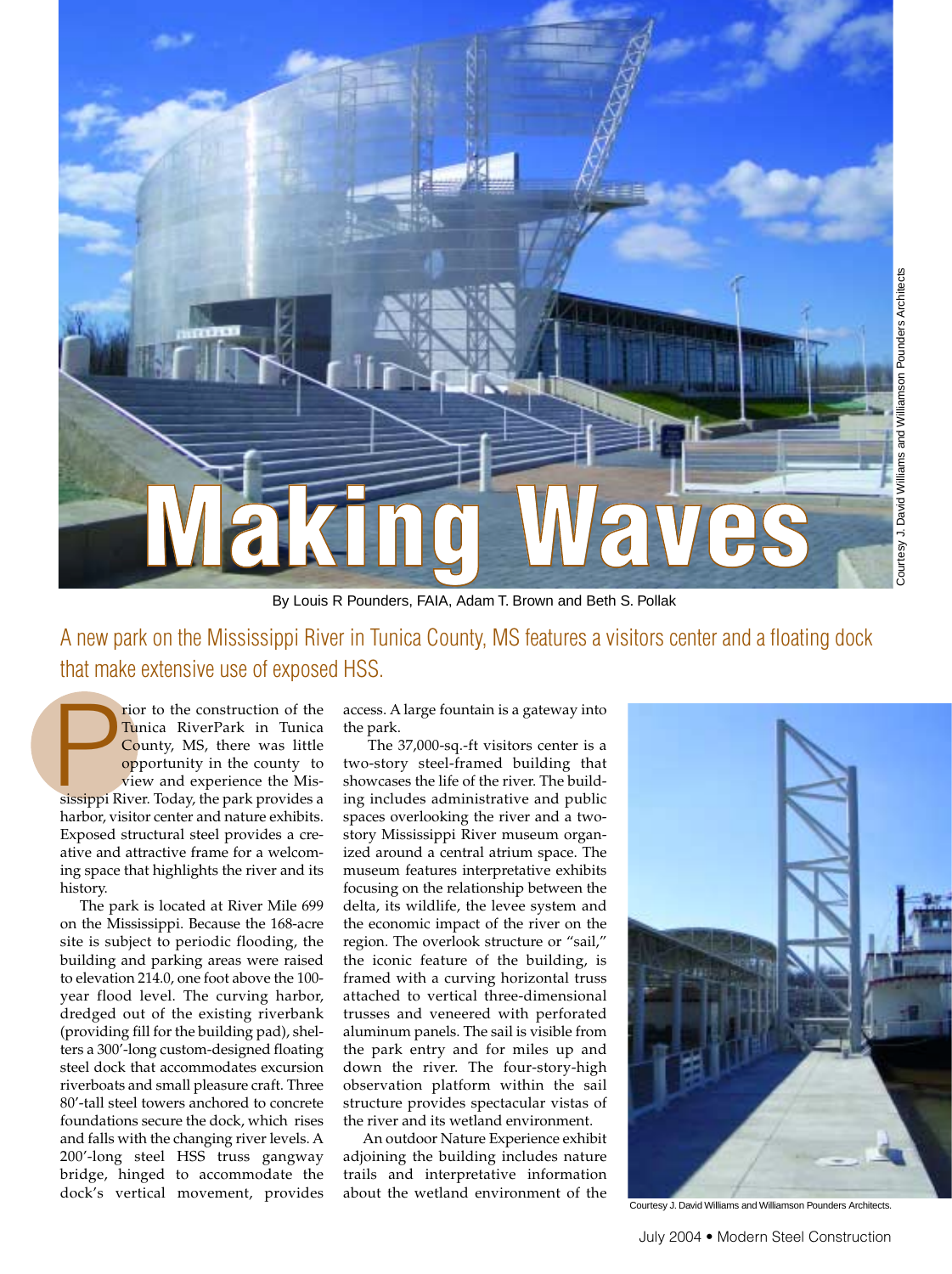# Making Waves

By Louis R Pounders, FAIA, Adam T. Brown and Beth S. Pollak

Courtesy J. David Williams and Williamson Pounders Architects

A new park on the Mississippi River in Tunica County, MS features a visitors center and a floating dock that make extensive use of exposed HSS.

Prior to the construction of the Tunica RiverPark in Tunica County, MS, there was little opportunity in the county to view and experience the Mississippi River. Today, the park provides a harbor, visitor center and nature exhibits. Exposed structural steel provides a creative and attractive frame for a welcoming space that highlights the river and its history.

The park is located at River Mile 699 on the Mississippi. Because the 168-acre site is subject to periodic flooding, the building and parking areas were raised to elevation 214.0, one foot above the 100-year flood level. The curving harbor, dredged out of the existing riverbank (providing fill for the building pad), shelters a 300′-long custom-designed floating steel dock that accommodates excursion riverboats and small pleasure craft. Three 80′-tall steel towers anchored to concrete foundations secure the dock, which rises and falls with the changing river levels. A 200′-long steel HSS truss gangway bridge, hinged to accommodate the dock's vertical movement, provides access. A large fountain is a gateway into the park.

The 37,000-sq.-ft visitors center is a two-story steel-framed building that showcases the life of the river. The building includes administrative and public spaces overlooking the river and a two-story Mississippi River museum organized around a central atrium space. The museum features interpretative exhibits focusing on the relationship between the delta, its wildlife, the levee system and the economic impact of the river on the region. The overlook structure or "sail," the iconic feature of the building, is framed with a curving horizontal truss attached to vertical three-dimensional trusses and veneered with perforated aluminum panels. The sail is visible from the park entry and for miles up and down the river. The four-story-high observation platform within the sail structure provides spectacular vistas of the river and its wetland environment.

An outdoor Nature Experience exhibit adjoining the building includes nature trails and interpretative information about the wetland environment of the

Courtesy J. David Williams and Williamson Pounders Architects.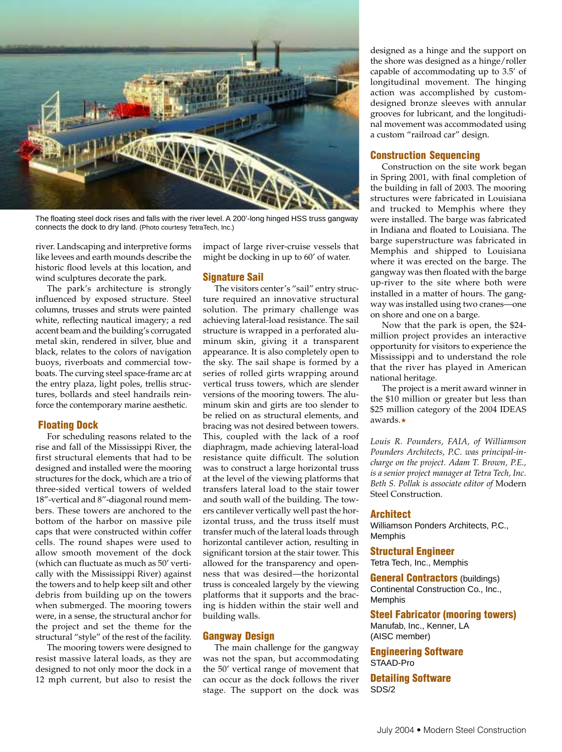The floating steel dock rises and falls with the river level. A 200'-long hinged HSS truss gangway connects the dock to dry land. (Photo courtesy TetraTech, Inc.)

river. Landscaping and interpretive forms like levees and earth mounds describe the historic flood levels at this location, and wind sculptures decorate the park.

The park's architecture is strongly influenced by exposed structure. Steel columns, trusses and struts were painted white, reflecting nautical imagery; a red accent beam and the building's corrugated metal skin, rendered in silver, blue and black, relates to the colors of navigation buoys, riverboats and commercial towboats. The curving steel space-frame arc at the entry plaza, light poles, trellis structures, bollards and steel handrails reinforce the contemporary marine aesthetic.

## Floating Dock

For scheduling reasons related to the rise and fall of the Mississippi River, the first structural elements that had to be designed and installed were the mooring structures for the dock, which are a trio of three-sided vertical towers of welded 18"-vertical and 8"-diagonal round members. These towers are anchored to the bottom of the harbor on massive pile caps that were constructed within coffer cells. The round shapes were used to allow smooth movement of the dock (which can fluctuate as much as 50' vertically with the Mississippi River) against the towers and to help keep silt and other debris from building up on the towers when submerged. The mooring towers were, in a sense, the structural anchor for the project and set the theme for the structural "style" of the rest of the facility.

The mooring towers were designed to resist massive lateral loads, as they are designed to not only moor the dock in a 12 mph current, but also to resist the impact of large river-cruise vessels that might be docking in up to 60' of water.

## Signature Sail

The visitors center's "sail" entry structure required an innovative structural solution. The primary challenge was achieving lateral-load resistance. The sail structure is wrapped in a perforated aluminum skin, giving it a transparent appearance. It is also completely open to the sky. The sail shape is formed by a series of rolled girts wrapping around vertical truss towers, which are slender versions of the mooring towers. The aluminum skin and girts are too slender to be relied on as structural elements, and bracing was not desired between towers. This, coupled with the lack of a roof diaphragm, made achieving lateral-load resistance quite difficult. The solution was to construct a large horizontal truss at the level of the viewing platforms that transfers lateral load to the stair tower and south wall of the building. The towers cantilever vertically well past the horizontal truss, and the truss itself must transfer much of the lateral loads through horizontal cantilever action, resulting in significant torsion at the stair tower. This allowed for the transparency and openness that was desired—the horizontal truss is concealed largely by the viewing platforms that it supports and the bracing is hidden within the stair well and building walls.

## Gangway Design

The main challenge for the gangway was not the span, but accommodating the 50' vertical range of movement that can occur as the dock follows the river stage. The support on the dock was designed as a hinge and the support on the shore was designed as a hinge/roller capable of accommodating up to 3.5' of longitudinal movement. The hinging action was accomplished by custom-designed bronze sleeves with annular grooves for lubricant, and the longitudinal movement was accommodated using a custom "railroad car" design.

## Construction Sequencing

Construction on the site work began in Spring 2001, with final completion of the building in fall of 2003. The mooring structures were fabricated in Louisiana and trucked to Memphis where they were installed. The barge was fabricated in Indiana and floated to Louisiana. The barge superstructure was fabricated in Memphis and shipped to Louisiana where it was erected on the barge. The gangway was then floated with the barge up-river to the site where both were installed in a matter of hours. The gangway was installed using two cranes—one on shore and one on a barge.

Now that the park is open, the $24-million project provides an interactive opportunity for visitors to experience the Mississippi and to understand the role that the river has played in American national heritage.

The project is a merit award winner in the $10 million or greater but less than $25 million category of the 2004 IDEAS awards.★

*Louis R. Pounders, FAIA, of Williamson Pounders Architects, P.C. was principal-in-charge on the project. Adam T. Brown, P.E., is a senior project manager at Tetra Tech, Inc. Beth S. Pollak is associate editor of* Modern Steel Construction.

**Architect**
Williamson Ponders Architects, P.C., Memphis

**Structural Engineer**
Tetra Tech, Inc., Memphis

**General Contractors** (buildings)
Continental Construction Co., Inc., Memphis

**Steel Fabricator (mooring towers)**
Manufab, Inc., Kenner, LA
(AISC member)

**Engineering Software**
STAAD-Pro

**Detailing Software**
SDS/2